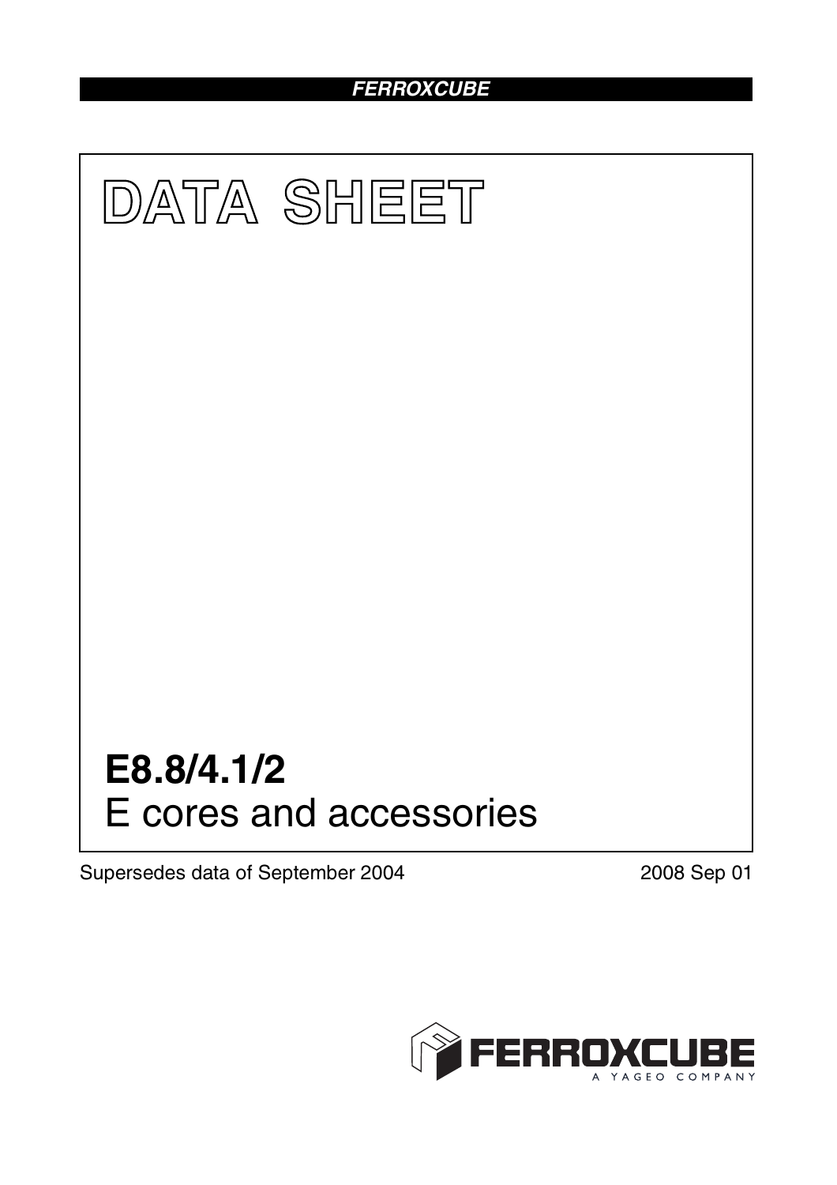FERROXCUBE

# DATA SHEET

# E8.8/4.1/2

## E cores and accessories

Supersedes data of September 2004

2008 Sep 01

FERROXCUBE

A YAGEO COMPANY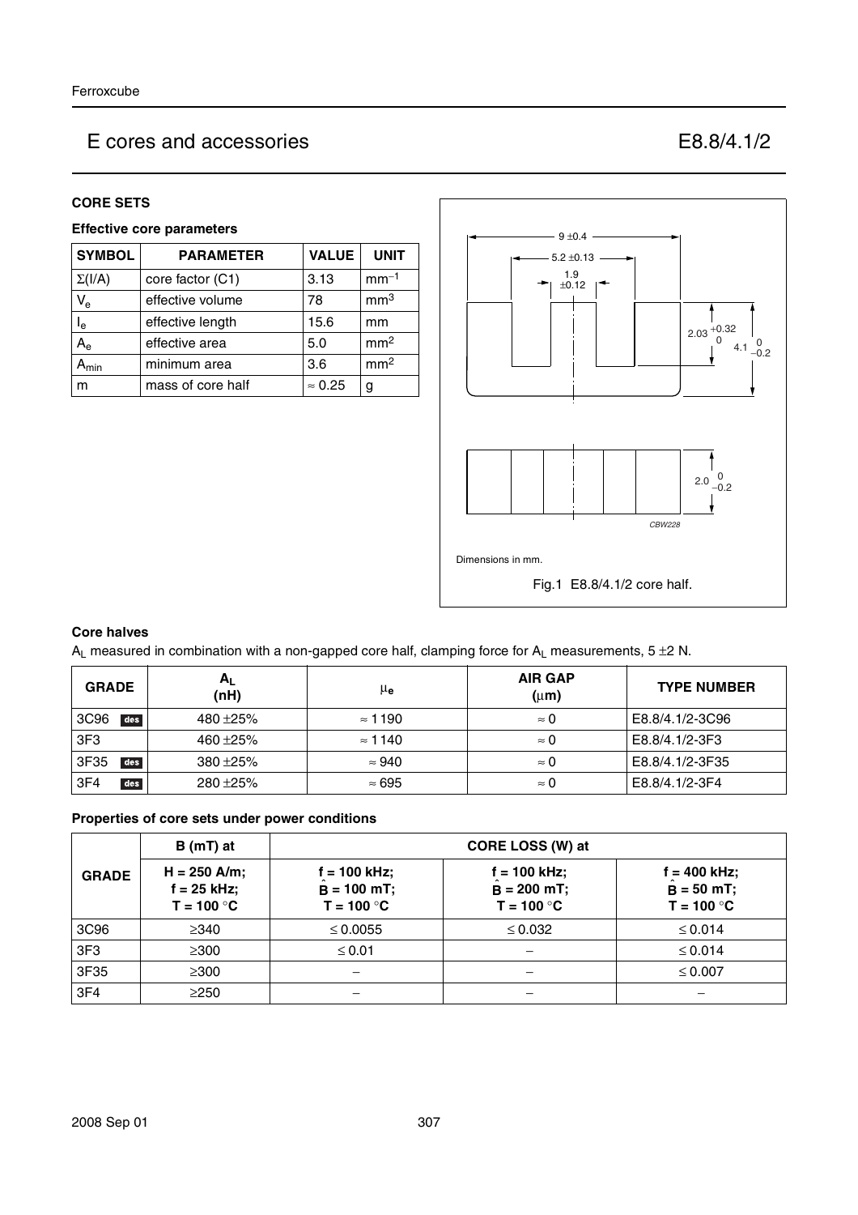Ferroxcube

# E cores and accessories E8.8/4.1/2

## CORE SETS

### Effective core parameters

| SYMBOL | PARAMETER | VALUE | UNIT |
|---|---|---|---|
| $\Sigma(l/A)$ | core factor (C1) | 3.13 | $mm^{-1}$ |
| $V_e$ | effective volume | 78 | $mm^3$ |
| $l_e$ | effective length | 15.6 | mm |
| $A_e$ | effective area | 5.0 | $mm^2$ |
| $A_{min}$ | minimum area | 3.6 | $mm^2$ |
| m | mass of core half | ≈ 0.25 | g |

Dimensions in mm.

Fig.1 E8.8/4.1/2 core half.

### Core halves

$A_L$ measured in combination with a non-gapped core half, clamping force for $A_L$ measurements, 5 ±2 N.

| GRADE | $A_L$ (nH) | $\mu_e$ | AIR GAP (μm) | TYPE NUMBER |
|---|---|---|---|---|
| 3C96 des | 480 ±25% | ≈ 1190 | ≈ 0 | E8.8/4.1/2-3C96 |
| 3F3 | 460 ±25% | ≈ 1140 | ≈ 0 | E8.8/4.1/2-3F3 |
| 3F35 des | 380 ±25% | ≈ 940 | ≈ 0 | E8.8/4.1/2-3F35 |
| 3F4 des | 280 ±25% | ≈ 695 | ≈ 0 | E8.8/4.1/2-3F4 |

### Properties of core sets under power conditions

| GRADE | B (mT) at | CORE LOSS (W) at | | |
|---|---|---|---|---|
| | H = 250 A/m; f = 25 kHz; T = 100 °C | f = 100 kHz; $\hat{B}$ = 100 mT; T = 100 °C | f = 100 kHz; $\hat{B}$ = 200 mT; T = 100 °C | f = 400 kHz; $\hat{B}$ = 50 mT; T = 100 °C |
| 3C96 | ≥340 | ≤ 0.0055 | ≤ 0.032 | ≤ 0.014 |
| 3F3 | ≥300 | ≤ 0.01 | – | ≤ 0.014 |
| 3F35 | ≥300 | – | – | ≤ 0.007 |
| 3F4 | ≥250 | – | – | – |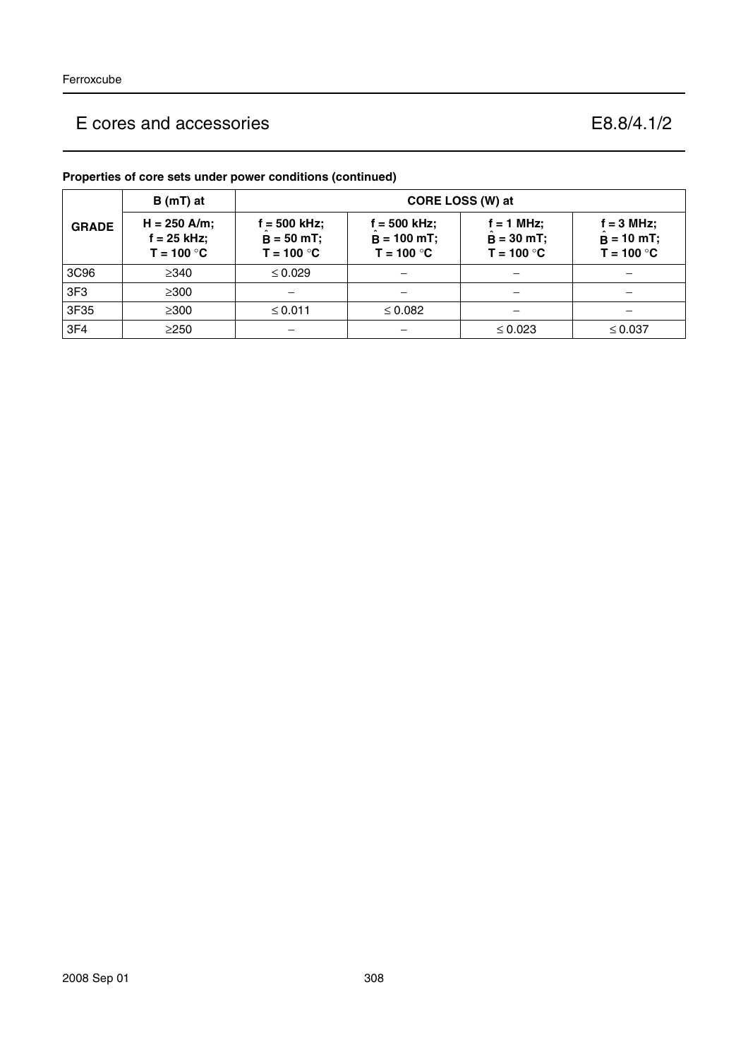## Properties of core sets under power conditions (continued)

| GRADE | B (mT) at | CORE LOSS (W) at | | | |
|---|---|---|---|---|---|
| | H = 250 A/m; f = 25 kHz; T = 100 °C | f = 500 kHz; $\hat{B}$ = 50 mT; T = 100 °C | f = 500 kHz; $\hat{B}$ = 100 mT; T = 100 °C | f = 1 MHz; $\hat{B}$ = 30 mT; T = 100 °C | f = 3 MHz; $\hat{B}$ = 10 mT; T = 100 °C |
| 3C96 | ≥340 | ≤ 0.029 | − | − | − |
| 3F3 | ≥300 | − | − | − | − |
| 3F35 | ≥300 | ≤ 0.011 | ≤ 0.082 | − | − |
| 3F4 | ≥250 | − | − | ≤ 0.023 | ≤ 0.037 |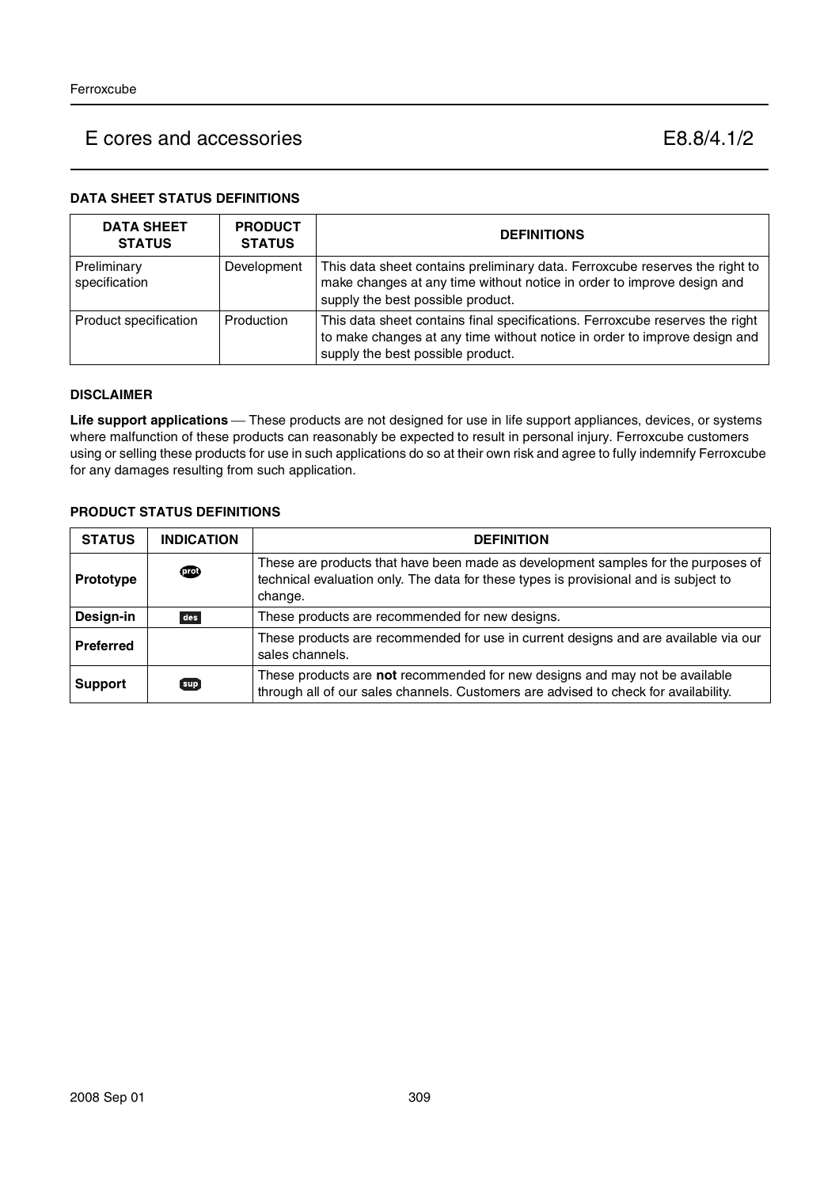## DATA SHEET STATUS DEFINITIONS

| DATA SHEET STATUS | PRODUCT STATUS | DEFINITIONS |
|---|---|---|
| Preliminary specification | Development | This data sheet contains preliminary data. Ferroxcube reserves the right to make changes at any time without notice in order to improve design and supply the best possible product. |
| Product specification | Production | This data sheet contains final specifications. Ferroxcube reserves the right to make changes at any time without notice in order to improve design and supply the best possible product. |

## DISCLAIMER

**Life support applications** — These products are not designed for use in life support appliances, devices, or systems where malfunction of these products can reasonably be expected to result in personal injury. Ferroxcube customers using or selling these products for use in such applications do so at their own risk and agree to fully indemnify Ferroxcube for any damages resulting from such application.

## PRODUCT STATUS DEFINITIONS

| STATUS | INDICATION | DEFINITION |
|---|---|---|
| **Prototype** | prot | These are products that have been made as development samples for the purposes of technical evaluation only. The data for these types is provisional and is subject to change. |
| **Design-in** | des | These products are recommended for new designs. |
| **Preferred** | | These products are recommended for use in current designs and are available via our sales channels. |
| **Support** | sup | These products are **not** recommended for new designs and may not be available through all of our sales channels. Customers are advised to check for availability. |